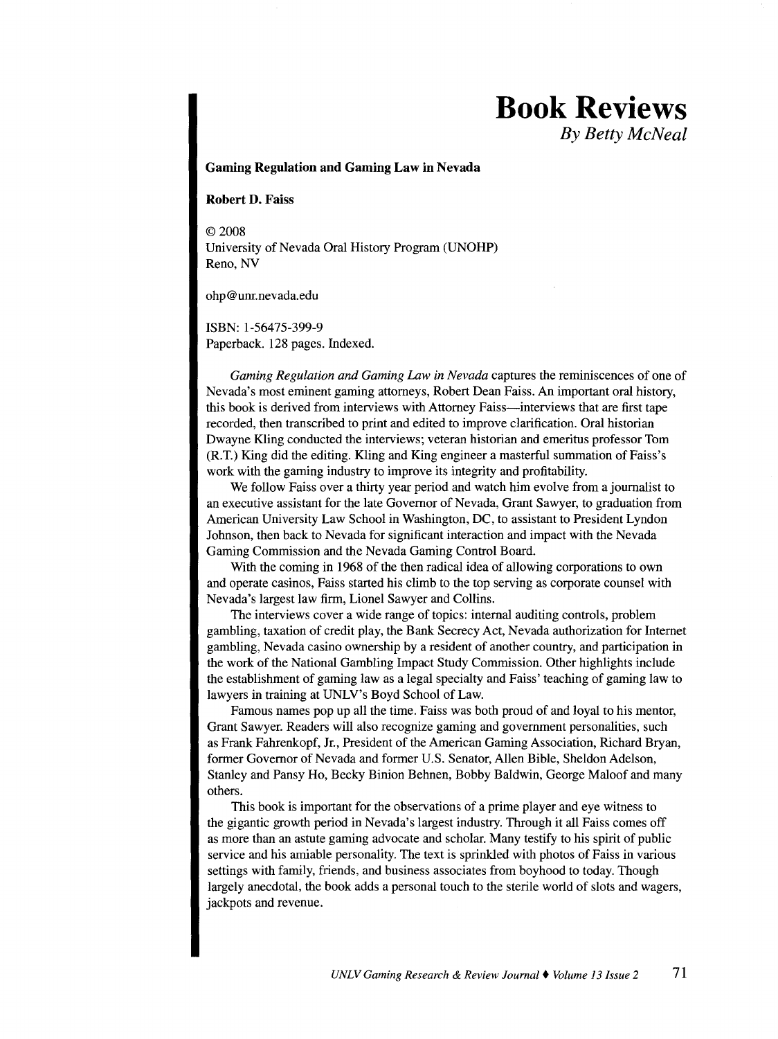# Book Reviews

*By Betty McNeal*

**Gaming Regulation and Gaming Law in Nevada**

**Robert D. Faiss**

© 2008
University of Nevada Oral History Program (UNOHP)
Reno, NV

ohp@unr.nevada.edu

ISBN: 1-56475-399-9
Paperback. 128 pages. Indexed.

*Gaming Regulation and Gaming Law in Nevada* captures the reminiscences of one of Nevada's most eminent gaming attorneys, Robert Dean Faiss. An important oral history, this book is derived from interviews with Attorney Faiss—interviews that are first tape recorded, then transcribed to print and edited to improve clarification. Oral historian Dwayne Kling conducted the interviews; veteran historian and emeritus professor Tom (R.T.) King did the editing. Kling and King engineer a masterful summation of Faiss's work with the gaming industry to improve its integrity and profitability.

We follow Faiss over a thirty year period and watch him evolve from a journalist to an executive assistant for the late Governor of Nevada, Grant Sawyer, to graduation from American University Law School in Washington, DC, to assistant to President Lyndon Johnson, then back to Nevada for significant interaction and impact with the Nevada Gaming Commission and the Nevada Gaming Control Board.

With the coming in 1968 of the then radical idea of allowing corporations to own and operate casinos, Faiss started his climb to the top serving as corporate counsel with Nevada's largest law firm, Lionel Sawyer and Collins.

The interviews cover a wide range of topics: internal auditing controls, problem gambling, taxation of credit play, the Bank Secrecy Act, Nevada authorization for Internet gambling, Nevada casino ownership by a resident of another country, and participation in the work of the National Gambling Impact Study Commission. Other highlights include the establishment of gaming law as a legal specialty and Faiss' teaching of gaming law to lawyers in training at UNLV's Boyd School of Law.

Famous names pop up all the time. Faiss was both proud of and loyal to his mentor, Grant Sawyer. Readers will also recognize gaming and government personalities, such as Frank Fahrenkopf, Jr., President of the American Gaming Association, Richard Bryan, former Governor of Nevada and former U.S. Senator, Allen Bible, Sheldon Adelson, Stanley and Pansy Ho, Becky Binion Behnen, Bobby Baldwin, George Maloof and many others.

This book is important for the observations of a prime player and eye witness to the gigantic growth period in Nevada's largest industry. Through it all Faiss comes off as more than an astute gaming advocate and scholar. Many testify to his spirit of public service and his amiable personality. The text is sprinkled with photos of Faiss in various settings with family, friends, and business associates from boyhood to today. Though largely anecdotal, the book adds a personal touch to the sterile world of slots and wagers, jackpots and revenue.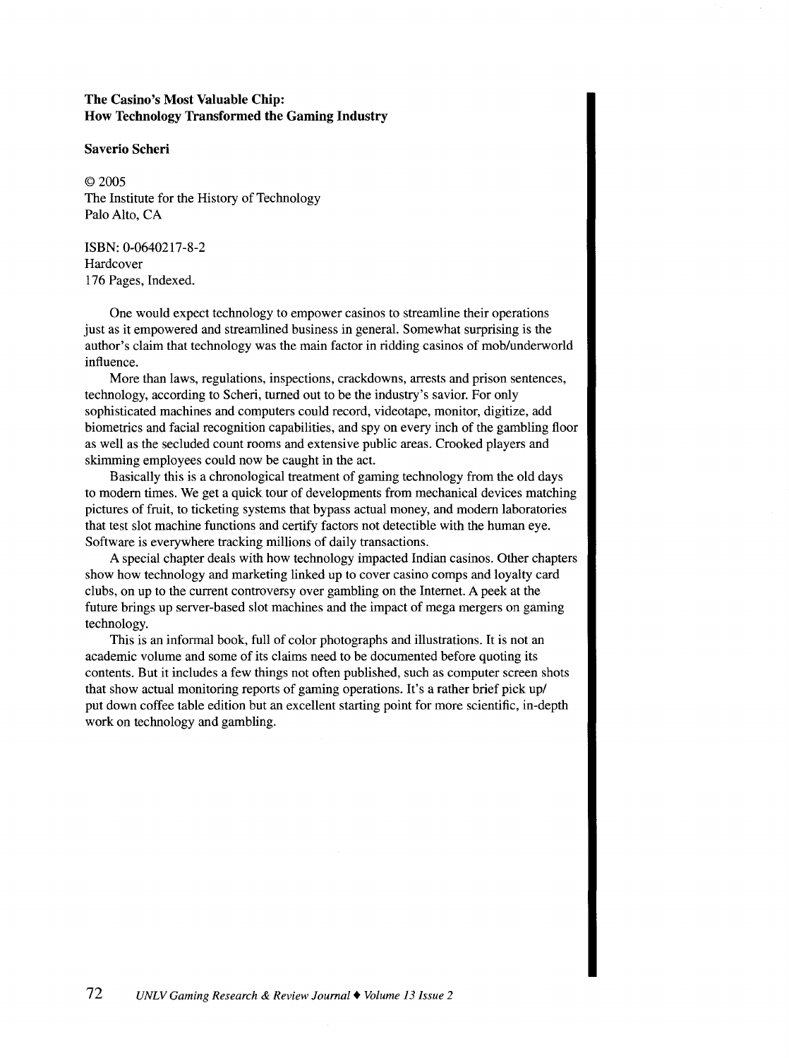**The Casino's Most Valuable Chip:**
**How Technology Transformed the Gaming Industry**

**Saverio Scheri**

© 2005
The Institute for the History of Technology
Palo Alto, CA

ISBN: 0-0640217-8-2
Hardcover
176 Pages, Indexed.

One would expect technology to empower casinos to streamline their operations just as it empowered and streamlined business in general. Somewhat surprising is the author's claim that technology was the main factor in ridding casinos of mob/underworld influence.

More than laws, regulations, inspections, crackdowns, arrests and prison sentences, technology, according to Scheri, turned out to be the industry's savior. For only sophisticated machines and computers could record, videotape, monitor, digitize, add biometrics and facial recognition capabilities, and spy on every inch of the gambling floor as well as the secluded count rooms and extensive public areas. Crooked players and skimming employees could now be caught in the act.

Basically this is a chronological treatment of gaming technology from the old days to modern times. We get a quick tour of developments from mechanical devices matching pictures of fruit, to ticketing systems that bypass actual money, and modern laboratories that test slot machine functions and certify factors not detectible with the human eye. Software is everywhere tracking millions of daily transactions.

A special chapter deals with how technology impacted Indian casinos. Other chapters show how technology and marketing linked up to cover casino comps and loyalty card clubs, on up to the current controversy over gambling on the Internet. A peek at the future brings up server-based slot machines and the impact of mega mergers on gaming technology.

This is an informal book, full of color photographs and illustrations. It is not an academic volume and some of its claims need to be documented before quoting its contents. But it includes a few things not often published, such as computer screen shots that show actual monitoring reports of gaming operations. It's a rather brief pick up/ put down coffee table edition but an excellent starting point for more scientific, in-depth work on technology and gambling.